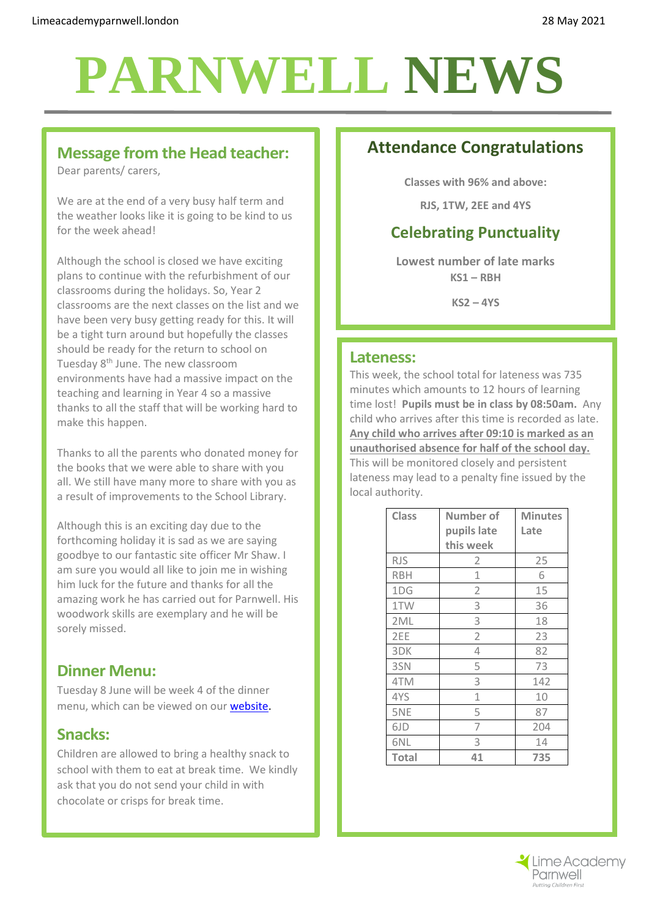# PARNWELL NEWS

## Message from the Head teacher:

Dear parents/ carers,

We are at the end of a very busy half term and the weather looks like it is going to be kind to us for the week ahead!

Although the school is closed we have exciting plans to continue with the refurbishment of our classrooms during the holidays. So, Year 2 classrooms are the next classes on the list and we have been very busy getting ready for this. It will be a tight turn around but hopefully the classes should be ready for the return to school on Tuesday 8th June. The new classroom environments have had a massive impact on the teaching and learning in Year 4 so a massive thanks to all the staff that will be working hard to make this happen.

Thanks to all the parents who donated money for the books that we were able to share with you all. We still have many more to share with you as a result of improvements to the School Library.

Although this is an exciting day due to the forthcoming holiday it is sad as we are saying goodbye to our fantastic site officer Mr Shaw. I am sure you would all like to join me in wishing him luck for the future and thanks for all the amazing work he has carried out for Parnwell. His woodwork skills are exemplary and he will be sorely missed.

## Dinner Menu:

Tuesday 8 June will be week 4 of the dinner menu, which can be viewed on our website.

## Snacks:

Children are allowed to bring a healthy snack to school with them to eat at break time. We kindly ask that you do not send your child in with chocolate or crisps for break time.

## Attendance Congratulations

**Classes with 96% and above:**

**RJS, 1TW, 2EE and 4YS**

## Celebrating Punctuality

**Lowest number of late marks**

**KS1 – RBH**

**KS2 – 4YS**

## Lateness:

This week, the school total for lateness was 735 minutes which amounts to 12 hours of learning time lost! **Pupils must be in class by 08:50am.** Any child who arrives after this time is recorded as late. **Any child who arrives after 09:10 is marked as an unauthorised absence for half of the school day.** This will be monitored closely and persistent lateness may lead to a penalty fine issued by the local authority.

| Class | Number of pupils late this week | Minutes Late |
|---|---|---|
| RJS | 2 | 25 |
| RBH | 1 | 6 |
| 1DG | 2 | 15 |
| 1TW | 3 | 36 |
| 2ML | 3 | 18 |
| 2EE | 2 | 23 |
| 3DK | 4 | 82 |
| 3SN | 5 | 73 |
| 4TM | 3 | 142 |
| 4YS | 1 | 10 |
| 5NE | 5 | 87 |
| 6JD | 7 | 204 |
| 6NL | 3 | 14 |
| **Total** | **41** | **735** |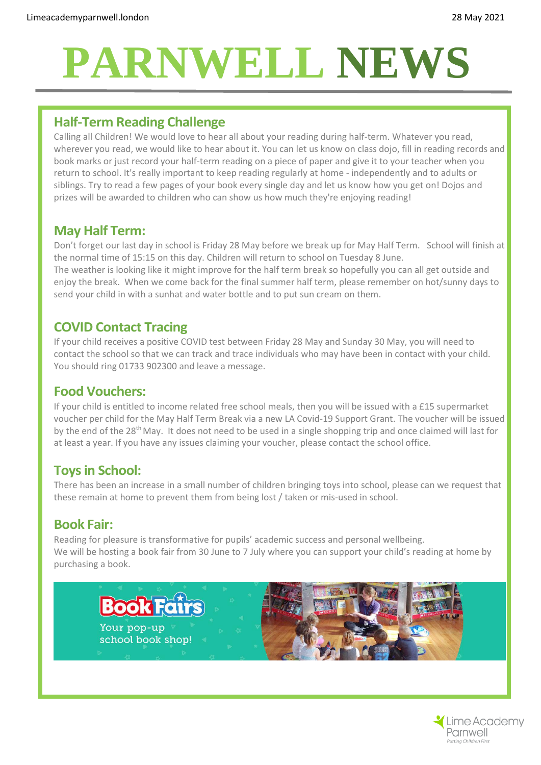# PARNWELL NEWS

## Half-Term Reading Challenge

Calling all Children! We would love to hear all about your reading during half-term. Whatever you read, wherever you read, we would like to hear about it. You can let us know on class dojo, fill in reading records and book marks or just record your half-term reading on a piece of paper and give it to your teacher when you return to school. It's really important to keep reading regularly at home - independently and to adults or siblings. Try to read a few pages of your book every single day and let us know how you get on! Dojos and prizes will be awarded to children who can show us how much they're enjoying reading!

## May Half Term:

Don't forget our last day in school is Friday 28 May before we break up for May Half Term. School will finish at the normal time of 15:15 on this day. Children will return to school on Tuesday 8 June.

The weather is looking like it might improve for the half term break so hopefully you can all get outside and enjoy the break. When we come back for the final summer half term, please remember on hot/sunny days to send your child in with a sunhat and water bottle and to put sun cream on them.

## COVID Contact Tracing

If your child receives a positive COVID test between Friday 28 May and Sunday 30 May, you will need to contact the school so that we can track and trace individuals who may have been in contact with your child. You should ring 01733 902300 and leave a message.

## Food Vouchers:

If your child is entitled to income related free school meals, then you will be issued with a £15 supermarket voucher per child for the May Half Term Break via a new LA Covid-19 Support Grant. The voucher will be issued by the end of the 28th May. It does not need to be used in a single shopping trip and once claimed will last for at least a year. If you have any issues claiming your voucher, please contact the school office.

## Toys in School:

There has been an increase in a small number of children bringing toys into school, please can we request that these remain at home to prevent them from being lost / taken or mis-used in school.

## Book Fair:

Reading for pleasure is transformative for pupils' academic success and personal wellbeing.
We will be hosting a book fair from 30 June to 7 July where you can support your child's reading at home by purchasing a book.

Book Fairs
Your pop-up school book shop!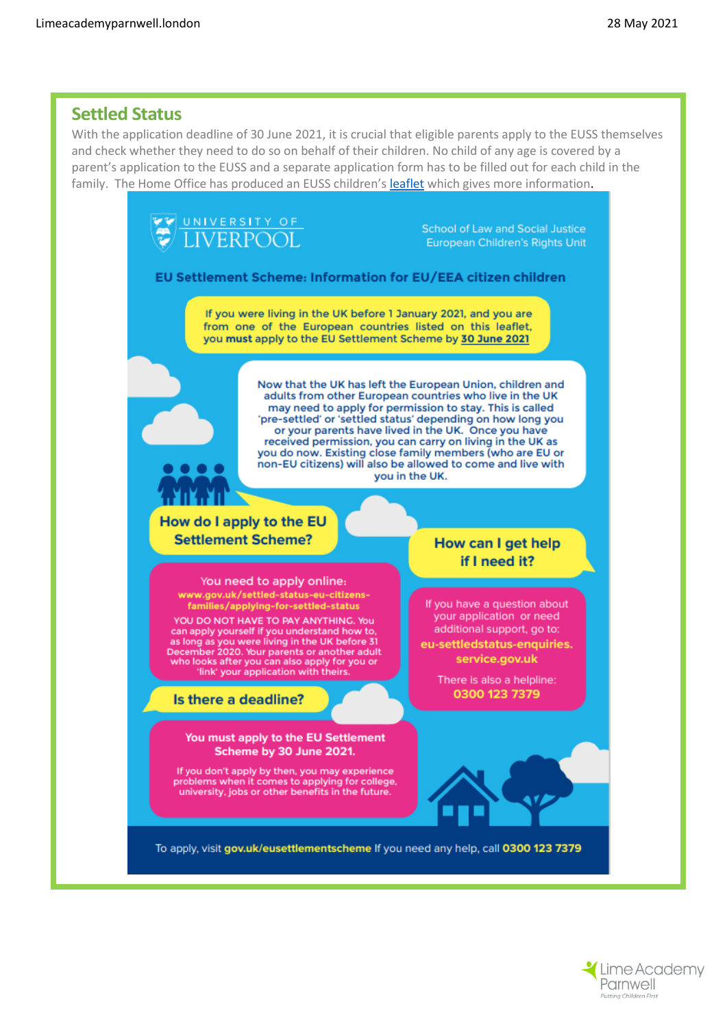## Settled Status

With the application deadline of 30 June 2021, it is crucial that eligible parents apply to the EUSS themselves and check whether they need to do so on behalf of their children. No child of any age is covered by a parent's application to the EUSS and a separate application form has to be filled out for each child in the family. The Home Office has produced an EUSS children's leaflet which gives more information.

UNIVERSITY OF LIVERPOOL

School of Law and Social Justice
European Children's Rights Unit

### EU Settlement Scheme: Information for EU/EEA citizen children

If you were living in the UK before 1 January 2021, and you are from one of the European countries listed on this leaflet, you **must** apply to the EU Settlement Scheme by **30 June 2021**

Now that the UK has left the European Union, children and adults from other European countries who live in the UK may need to apply for permission to stay. This is called 'pre-settled' or 'settled status' depending on how long you or your parents have lived in the UK. Once you have received permission, you can carry on living in the UK as you do now. Existing close family members (who are EU or non-EU citizens) will also be allowed to come and live with you in the UK.

### How do I apply to the EU Settlement Scheme?

You need to apply online:
**www.gov.uk/settled-status-eu-citizens-families/applying-for-settled-status**

YOU DO NOT HAVE TO PAY ANYTHING. You can apply yourself if you understand how to, as long as you were living in the UK before 31 December 2020. Your parents or another adult who looks after you can also apply for you or 'link' your application with theirs.

### Is there a deadline?

You must apply to the EU Settlement Scheme by 30 June 2021.

If you don't apply by then, you may experience problems when it comes to applying for college, university, jobs or other benefits in the future.

### How can I get help if I need it?

If you have a question about your application or need additional support, go to:
**eu-settledstatus-enquiries.service.gov.uk**

There is also a helpline:
**0300 123 7379**

To apply, visit **gov.uk/eusettlementscheme** If you need any help, call **0300 123 7379**